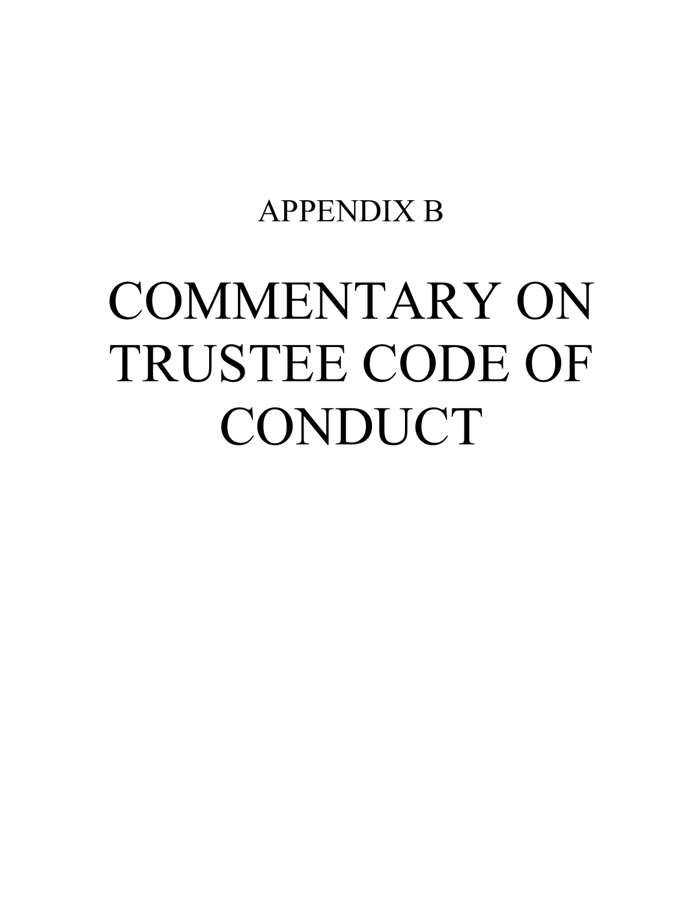APPENDIX B

# COMMENTARY ON TRUSTEE CODE OF CONDUCT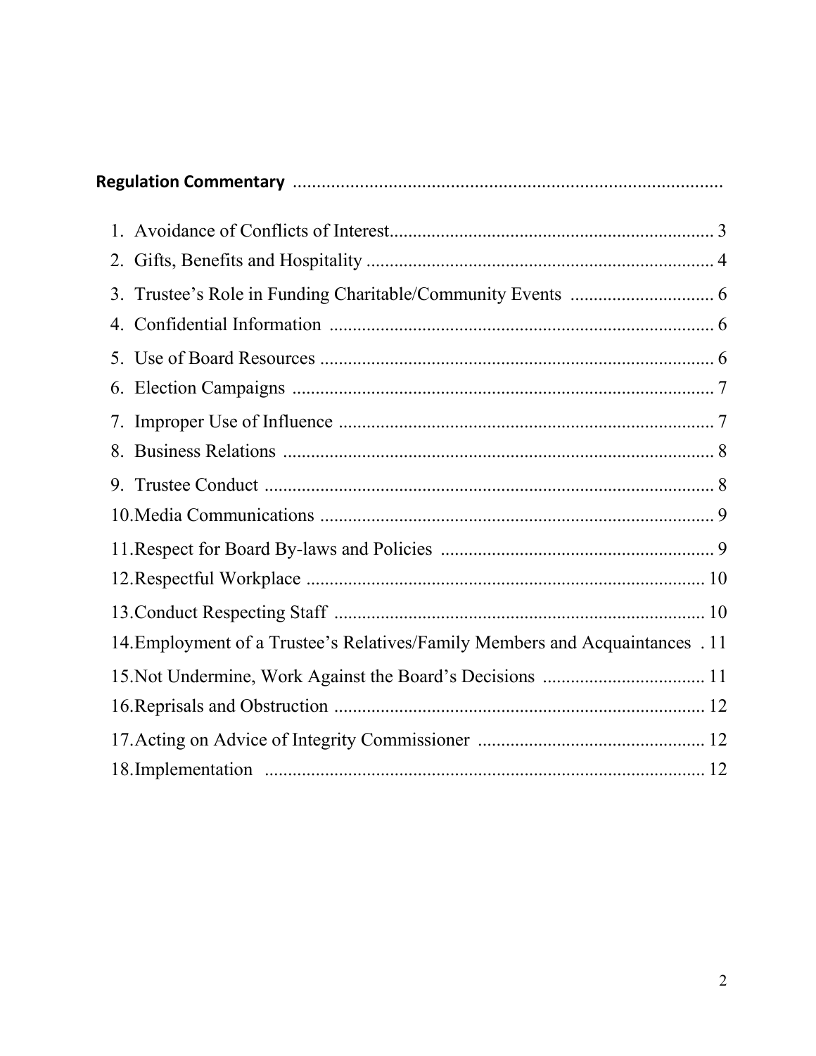**Regulation Commentary** ..........................................................................................

1. Avoidance of Conflicts of Interest..................................................................... 3
2. Gifts, Benefits and Hospitality .......................................................................... 4
3. Trustee's Role in Funding Charitable/Community Events ............................... 6
4. Confidential Information .................................................................................. 6
5. Use of Board Resources ..................................................................................... 6
6. Election Campaigns .......................................................................................... 7
7. Improper Use of Influence ................................................................................ 7
8. Business Relations ............................................................................................ 8
9. Trustee Conduct ................................................................................................ 8
10. Media Communications .................................................................................... 9
11. Respect for Board By-laws and Policies ........................................................... 9
12. Respectful Workplace ...................................................................................... 10
13. Conduct Respecting Staff ................................................................................ 10
14. Employment of a Trustee's Relatives/Family Members and Acquaintances . 11
15. Not Undermine, Work Against the Board's Decisions ................................... 11
16. Reprisals and Obstruction ................................................................................ 12
17. Acting on Advice of Integrity Commissioner ................................................. 12
18. Implementation ............................................................................................... 12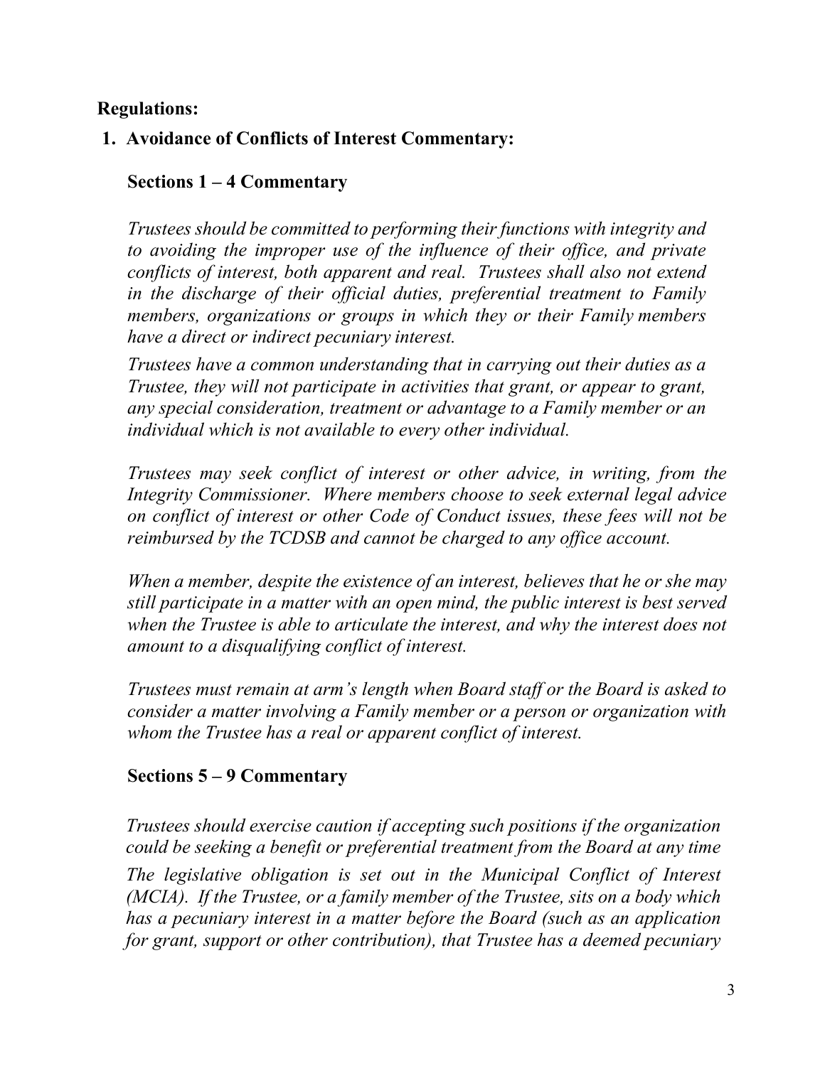**Regulations:**

**1. Avoidance of Conflicts of Interest Commentary:**

**Sections 1 – 4 Commentary**

*Trustees should be committed to performing their functions with integrity and to avoiding the improper use of the influence of their office, and private conflicts of interest, both apparent and real. Trustees shall also not extend in the discharge of their official duties, preferential treatment to Family members, organizations or groups in which they or their Family members have a direct or indirect pecuniary interest.*

*Trustees have a common understanding that in carrying out their duties as a Trustee, they will not participate in activities that grant, or appear to grant, any special consideration, treatment or advantage to a Family member or an individual which is not available to every other individual.*

*Trustees may seek conflict of interest or other advice, in writing, from the Integrity Commissioner. Where members choose to seek external legal advice on conflict of interest or other Code of Conduct issues, these fees will not be reimbursed by the TCDSB and cannot be charged to any office account.*

*When a member, despite the existence of an interest, believes that he or she may still participate in a matter with an open mind, the public interest is best served when the Trustee is able to articulate the interest, and why the interest does not amount to a disqualifying conflict of interest.*

*Trustees must remain at arm's length when Board staff or the Board is asked to consider a matter involving a Family member or a person or organization with whom the Trustee has a real or apparent conflict of interest.*

**Sections 5 – 9 Commentary**

*Trustees should exercise caution if accepting such positions if the organization could be seeking a benefit or preferential treatment from the Board at any time*

*The legislative obligation is set out in the Municipal Conflict of Interest (MCIA). If the Trustee, or a family member of the Trustee, sits on a body which has a pecuniary interest in a matter before the Board (such as an application for grant, support or other contribution), that Trustee has a deemed pecuniary*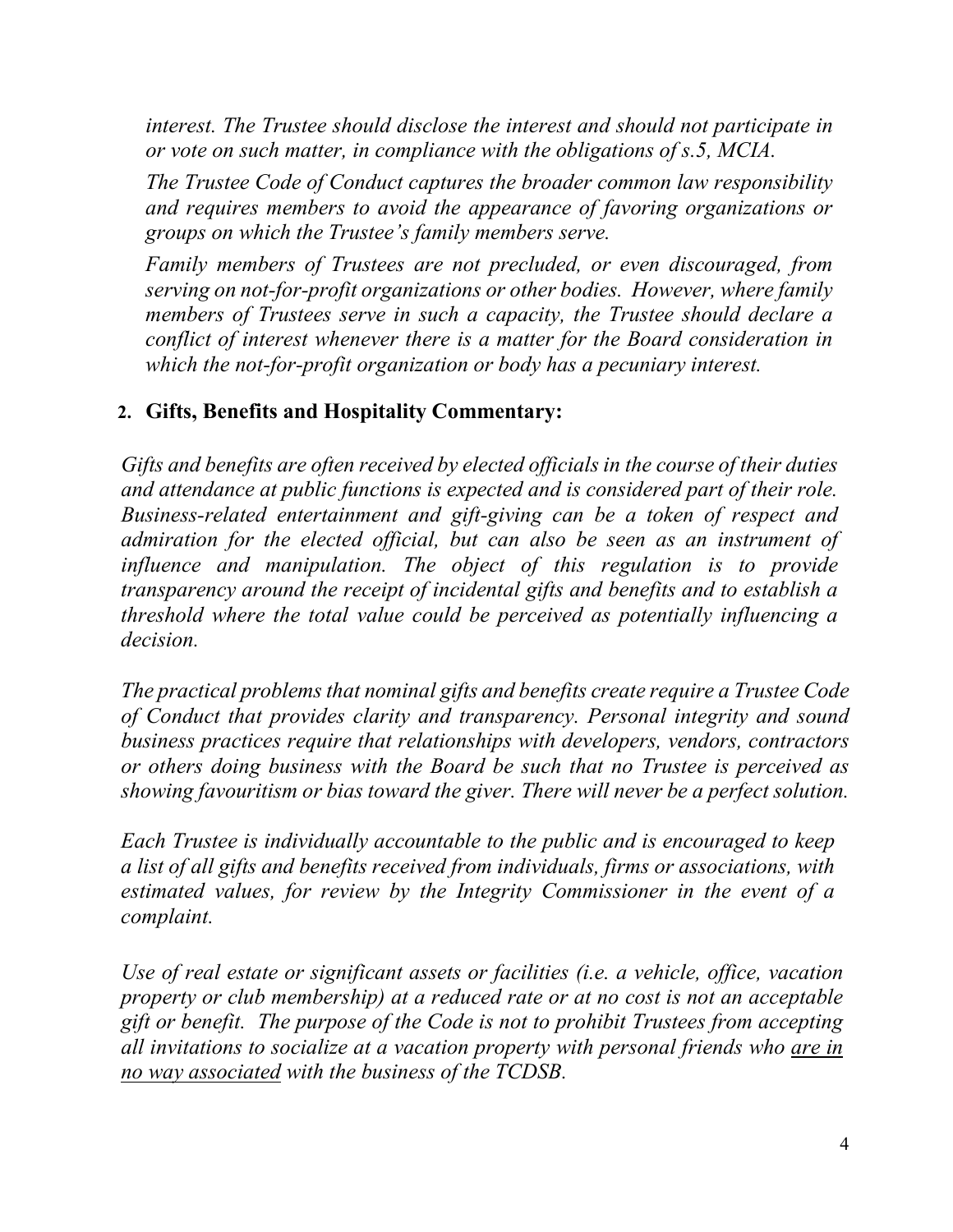*interest. The Trustee should disclose the interest and should not participate in or vote on such matter, in compliance with the obligations of s.5, MCIA.*

*The Trustee Code of Conduct captures the broader common law responsibility and requires members to avoid the appearance of favoring organizations or groups on which the Trustee's family members serve.*

*Family members of Trustees are not precluded, or even discouraged, from serving on not-for-profit organizations or other bodies. However, where family members of Trustees serve in such a capacity, the Trustee should declare a conflict of interest whenever there is a matter for the Board consideration in which the not-for-profit organization or body has a pecuniary interest.*

## 2. Gifts, Benefits and Hospitality Commentary:

*Gifts and benefits are often received by elected officials in the course of their duties and attendance at public functions is expected and is considered part of their role. Business-related entertainment and gift-giving can be a token of respect and admiration for the elected official, but can also be seen as an instrument of influence and manipulation. The object of this regulation is to provide transparency around the receipt of incidental gifts and benefits and to establish a threshold where the total value could be perceived as potentially influencing a decision.*

*The practical problems that nominal gifts and benefits create require a Trustee Code of Conduct that provides clarity and transparency. Personal integrity and sound business practices require that relationships with developers, vendors, contractors or others doing business with the Board be such that no Trustee is perceived as showing favouritism or bias toward the giver. There will never be a perfect solution.*

*Each Trustee is individually accountable to the public and is encouraged to keep a list of all gifts and benefits received from individuals, firms or associations, with estimated values, for review by the Integrity Commissioner in the event of a complaint.*

*Use of real estate or significant assets or facilities (i.e. a vehicle, office, vacation property or club membership) at a reduced rate or at no cost is not an acceptable gift or benefit. The purpose of the Code is not to prohibit Trustees from accepting all invitations to socialize at a vacation property with personal friends who <u>are in no way associated</u> with the business of the TCDSB.*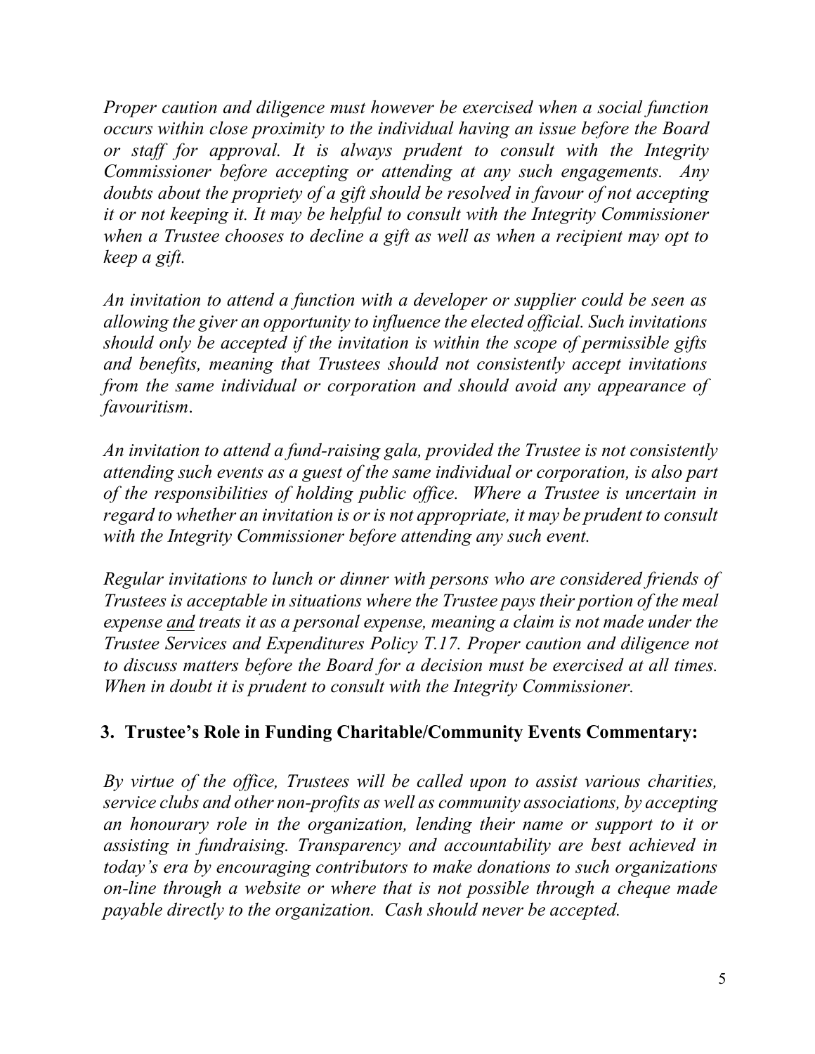*Proper caution and diligence must however be exercised when a social function occurs within close proximity to the individual having an issue before the Board or staff for approval. It is always prudent to consult with the Integrity Commissioner before accepting or attending at any such engagements. Any doubts about the propriety of a gift should be resolved in favour of not accepting it or not keeping it. It may be helpful to consult with the Integrity Commissioner when a Trustee chooses to decline a gift as well as when a recipient may opt to keep a gift.*

*An invitation to attend a function with a developer or supplier could be seen as allowing the giver an opportunity to influence the elected official. Such invitations should only be accepted if the invitation is within the scope of permissible gifts and benefits, meaning that Trustees should not consistently accept invitations from the same individual or corporation and should avoid any appearance of favouritism.*

*An invitation to attend a fund-raising gala, provided the Trustee is not consistently attending such events as a guest of the same individual or corporation, is also part of the responsibilities of holding public office. Where a Trustee is uncertain in regard to whether an invitation is or is not appropriate, it may be prudent to consult with the Integrity Commissioner before attending any such event.*

*Regular invitations to lunch or dinner with persons who are considered friends of Trustees is acceptable in situations where the Trustee pays their portion of the meal expense <u>and</u> treats it as a personal expense, meaning a claim is not made under the Trustee Services and Expenditures Policy T.17. Proper caution and diligence not to discuss matters before the Board for a decision must be exercised at all times. When in doubt it is prudent to consult with the Integrity Commissioner.*

## 3. Trustee's Role in Funding Charitable/Community Events Commentary:

*By virtue of the office, Trustees will be called upon to assist various charities, service clubs and other non-profits as well as community associations, by accepting an honourary role in the organization, lending their name or support to it or assisting in fundraising. Transparency and accountability are best achieved in today's era by encouraging contributors to make donations to such organizations on-line through a website or where that is not possible through a cheque made payable directly to the organization. Cash should never be accepted.*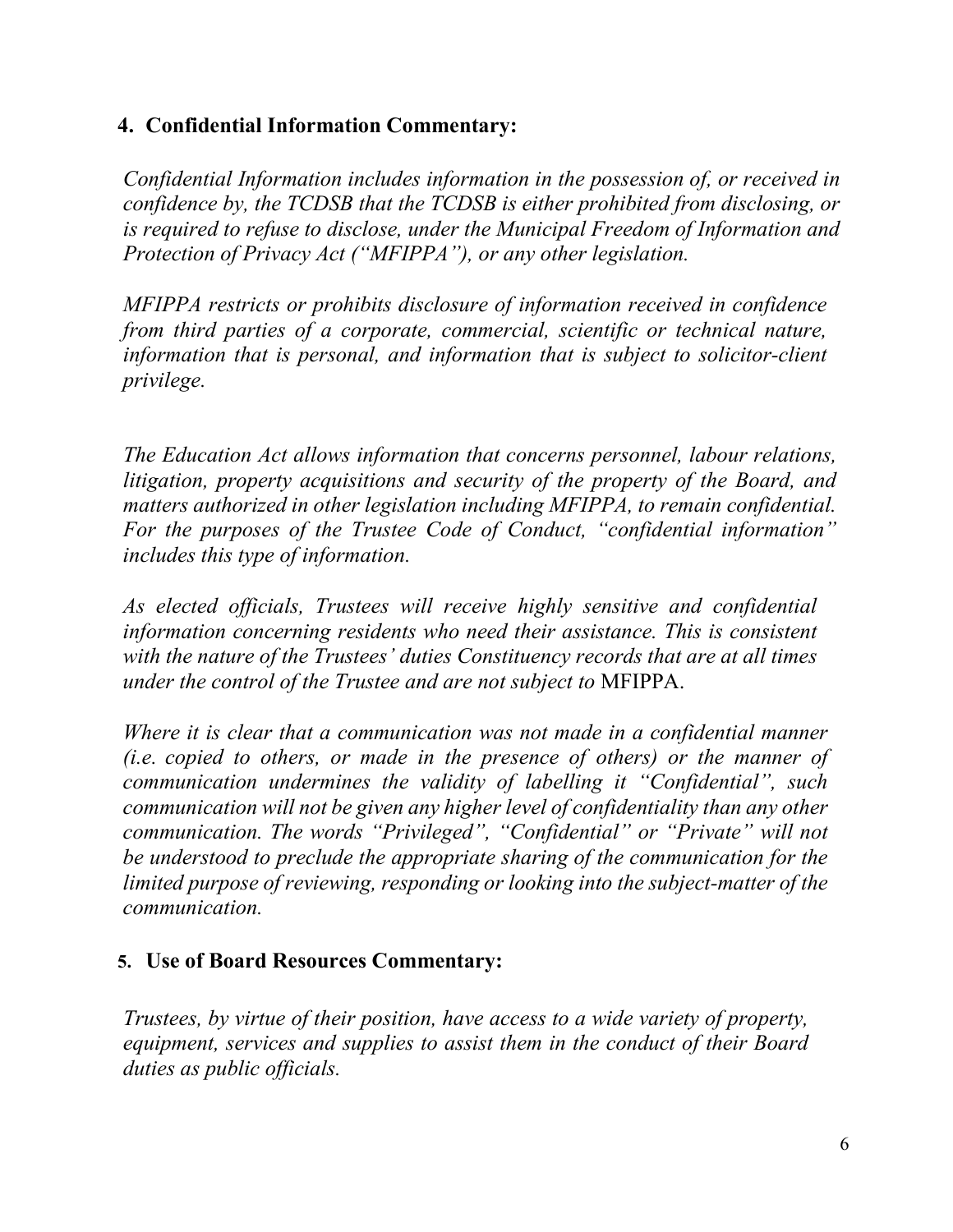## 4. Confidential Information Commentary:

*Confidential Information includes information in the possession of, or received in confidence by, the TCDSB that the TCDSB is either prohibited from disclosing, or is required to refuse to disclose, under the Municipal Freedom of Information and Protection of Privacy Act ("MFIPPA"), or any other legislation.*

*MFIPPA restricts or prohibits disclosure of information received in confidence from third parties of a corporate, commercial, scientific or technical nature, information that is personal, and information that is subject to solicitor-client privilege.*

*The Education Act allows information that concerns personnel, labour relations, litigation, property acquisitions and security of the property of the Board, and matters authorized in other legislation including MFIPPA, to remain confidential. For the purposes of the Trustee Code of Conduct, "confidential information" includes this type of information.*

*As elected officials, Trustees will receive highly sensitive and confidential information concerning residents who need their assistance. This is consistent with the nature of the Trustees' duties Constituency records that are at all times under the control of the Trustee and are not subject to* MFIPPA.

*Where it is clear that a communication was not made in a confidential manner (i.e. copied to others, or made in the presence of others) or the manner of communication undermines the validity of labelling it "Confidential", such communication will not be given any higher level of confidentiality than any other communication. The words "Privileged", "Confidential" or "Private" will not be understood to preclude the appropriate sharing of the communication for the limited purpose of reviewing, responding or looking into the subject-matter of the communication.*

## 5. Use of Board Resources Commentary:

*Trustees, by virtue of their position, have access to a wide variety of property, equipment, services and supplies to assist them in the conduct of their Board duties as public officials.*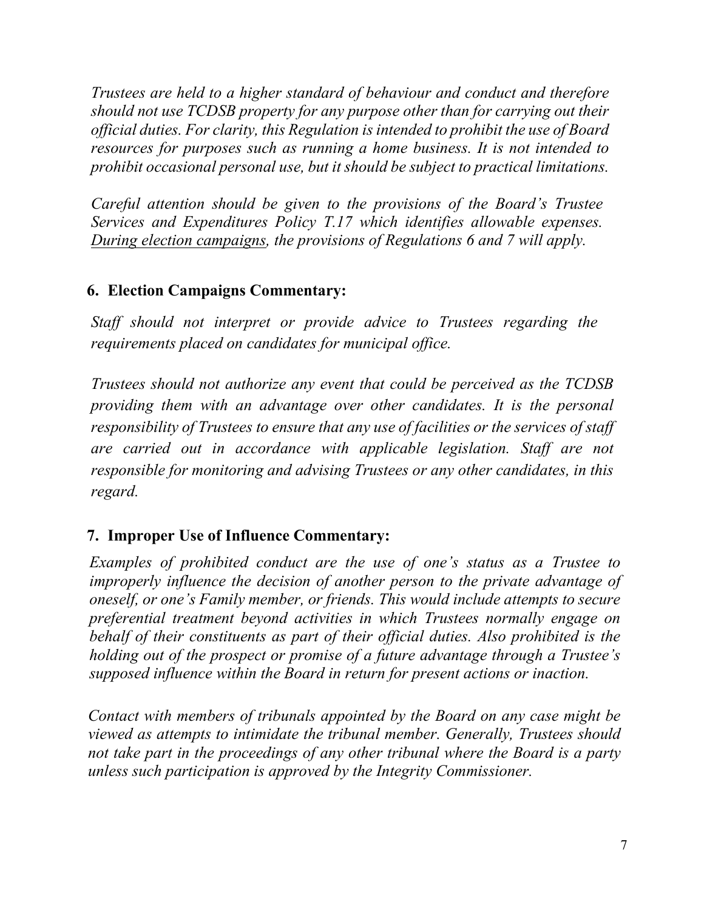*Trustees are held to a higher standard of behaviour and conduct and therefore should not use TCDSB property for any purpose other than for carrying out their official duties. For clarity, this Regulation is intended to prohibit the use of Board resources for purposes such as running a home business. It is not intended to prohibit occasional personal use, but it should be subject to practical limitations.*

*Careful attention should be given to the provisions of the Board's Trustee Services and Expenditures Policy T.17 which identifies allowable expenses. <u>During election campaigns</u>, the provisions of Regulations 6 and 7 will apply.*

### 6. Election Campaigns Commentary:

*Staff should not interpret or provide advice to Trustees regarding the requirements placed on candidates for municipal office.*

*Trustees should not authorize any event that could be perceived as the TCDSB providing them with an advantage over other candidates. It is the personal responsibility of Trustees to ensure that any use of facilities or the services of staff are carried out in accordance with applicable legislation. Staff are not responsible for monitoring and advising Trustees or any other candidates, in this regard.*

### 7. Improper Use of Influence Commentary:

*Examples of prohibited conduct are the use of one's status as a Trustee to improperly influence the decision of another person to the private advantage of oneself, or one's Family member, or friends. This would include attempts to secure preferential treatment beyond activities in which Trustees normally engage on behalf of their constituents as part of their official duties. Also prohibited is the holding out of the prospect or promise of a future advantage through a Trustee's supposed influence within the Board in return for present actions or inaction.*

*Contact with members of tribunals appointed by the Board on any case might be viewed as attempts to intimidate the tribunal member. Generally, Trustees should not take part in the proceedings of any other tribunal where the Board is a party unless such participation is approved by the Integrity Commissioner.*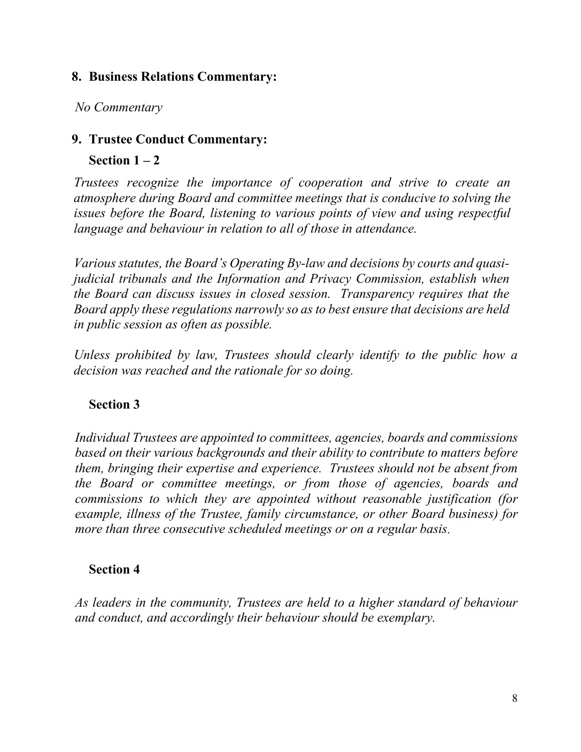## 8. Business Relations Commentary:

*No Commentary*

## 9. Trustee Conduct Commentary:

### Section 1 – 2

*Trustees recognize the importance of cooperation and strive to create an atmosphere during Board and committee meetings that is conducive to solving the issues before the Board, listening to various points of view and using respectful language and behaviour in relation to all of those in attendance.*

*Various statutes, the Board's Operating By-law and decisions by courts and quasi-judicial tribunals and the Information and Privacy Commission, establish when the Board can discuss issues in closed session. Transparency requires that the Board apply these regulations narrowly so as to best ensure that decisions are held in public session as often as possible.*

*Unless prohibited by law, Trustees should clearly identify to the public how a decision was reached and the rationale for so doing.*

### Section 3

*Individual Trustees are appointed to committees, agencies, boards and commissions based on their various backgrounds and their ability to contribute to matters before them, bringing their expertise and experience. Trustees should not be absent from the Board or committee meetings, or from those of agencies, boards and commissions to which they are appointed without reasonable justification (for example, illness of the Trustee, family circumstance, or other Board business) for more than three consecutive scheduled meetings or on a regular basis.*

### Section 4

*As leaders in the community, Trustees are held to a higher standard of behaviour and conduct, and accordingly their behaviour should be exemplary.*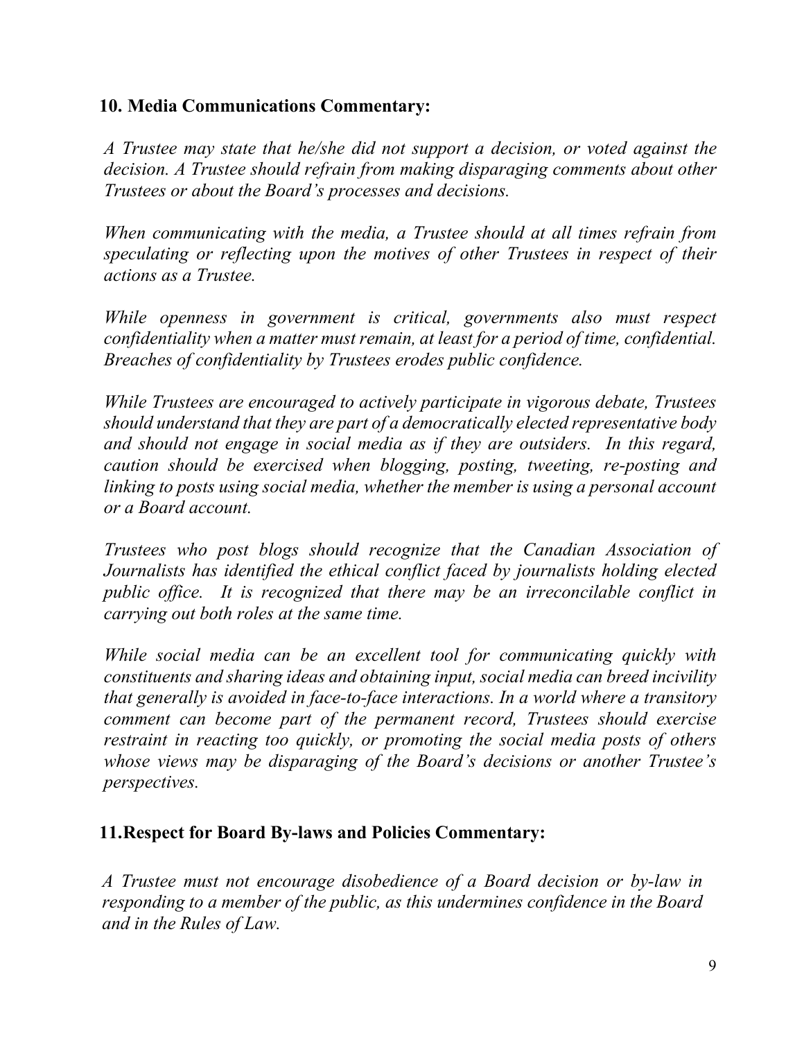## 10. Media Communications Commentary:

*A Trustee may state that he/she did not support a decision, or voted against the decision. A Trustee should refrain from making disparaging comments about other Trustees or about the Board's processes and decisions.*

*When communicating with the media, a Trustee should at all times refrain from speculating or reflecting upon the motives of other Trustees in respect of their actions as a Trustee.*

*While openness in government is critical, governments also must respect confidentiality when a matter must remain, at least for a period of time, confidential. Breaches of confidentiality by Trustees erodes public confidence.*

*While Trustees are encouraged to actively participate in vigorous debate, Trustees should understand that they are part of a democratically elected representative body and should not engage in social media as if they are outsiders. In this regard, caution should be exercised when blogging, posting, tweeting, re-posting and linking to posts using social media, whether the member is using a personal account or a Board account.*

*Trustees who post blogs should recognize that the Canadian Association of Journalists has identified the ethical conflict faced by journalists holding elected public office. It is recognized that there may be an irreconcilable conflict in carrying out both roles at the same time.*

*While social media can be an excellent tool for communicating quickly with constituents and sharing ideas and obtaining input, social media can breed incivility that generally is avoided in face-to-face interactions. In a world where a transitory comment can become part of the permanent record, Trustees should exercise restraint in reacting too quickly, or promoting the social media posts of others whose views may be disparaging of the Board's decisions or another Trustee's perspectives.*

## 11. Respect for Board By-laws and Policies Commentary:

*A Trustee must not encourage disobedience of a Board decision or by-law in responding to a member of the public, as this undermines confidence in the Board and in the Rules of Law.*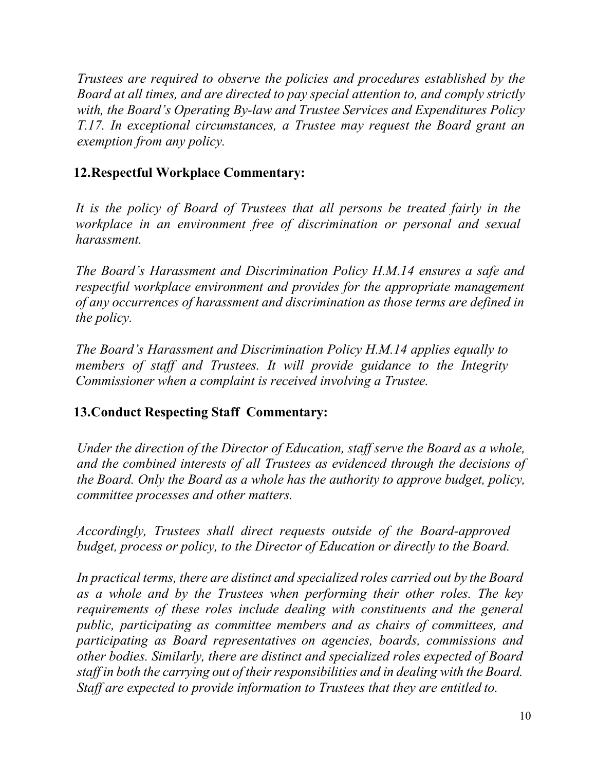*Trustees are required to observe the policies and procedures established by the Board at all times, and are directed to pay special attention to, and comply strictly with, the Board's Operating By-law and Trustee Services and Expenditures Policy T.17. In exceptional circumstances, a Trustee may request the Board grant an exemption from any policy.*

## 12. Respectful Workplace Commentary:

*It is the policy of Board of Trustees that all persons be treated fairly in the workplace in an environment free of discrimination or personal and sexual harassment.*

*The Board's Harassment and Discrimination Policy H.M.14 ensures a safe and respectful workplace environment and provides for the appropriate management of any occurrences of harassment and discrimination as those terms are defined in the policy.*

*The Board's Harassment and Discrimination Policy H.M.14 applies equally to members of staff and Trustees. It will provide guidance to the Integrity Commissioner when a complaint is received involving a Trustee.*

## 13. Conduct Respecting Staff Commentary:

*Under the direction of the Director of Education, staff serve the Board as a whole, and the combined interests of all Trustees as evidenced through the decisions of the Board. Only the Board as a whole has the authority to approve budget, policy, committee processes and other matters.*

*Accordingly, Trustees shall direct requests outside of the Board-approved budget, process or policy, to the Director of Education or directly to the Board.*

*In practical terms, there are distinct and specialized roles carried out by the Board as a whole and by the Trustees when performing their other roles. The key requirements of these roles include dealing with constituents and the general public, participating as committee members and as chairs of committees, and participating as Board representatives on agencies, boards, commissions and other bodies. Similarly, there are distinct and specialized roles expected of Board staff in both the carrying out of their responsibilities and in dealing with the Board. Staff are expected to provide information to Trustees that they are entitled to.*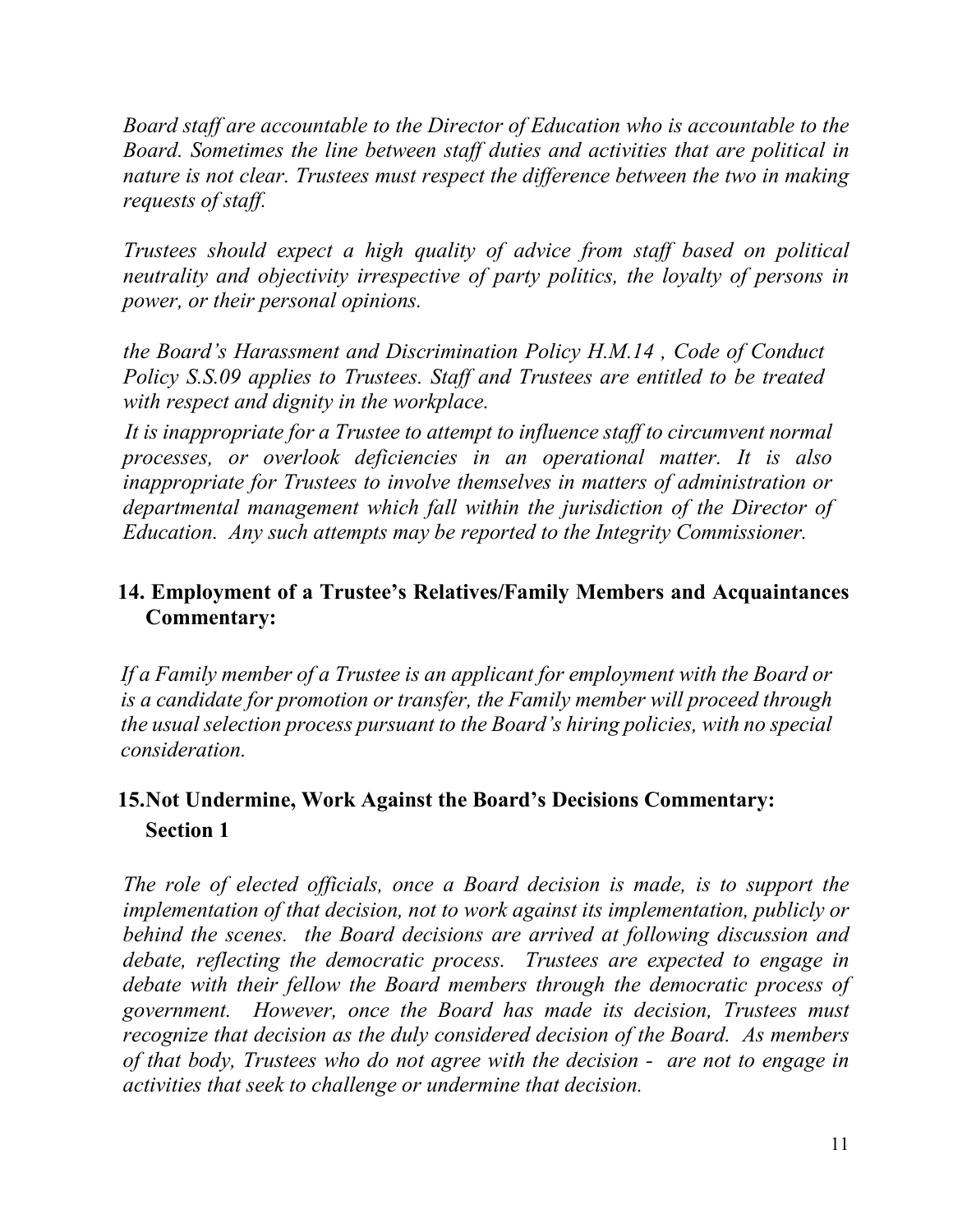*Board staff are accountable to the Director of Education who is accountable to the Board. Sometimes the line between staff duties and activities that are political in nature is not clear. Trustees must respect the difference between the two in making requests of staff.*

*Trustees should expect a high quality of advice from staff based on political neutrality and objectivity irrespective of party politics, the loyalty of persons in power, or their personal opinions.*

*the Board's Harassment and Discrimination Policy H.M.14 , Code of Conduct Policy S.S.09 applies to Trustees. Staff and Trustees are entitled to be treated with respect and dignity in the workplace.*

*It is inappropriate for a Trustee to attempt to influence staff to circumvent normal processes, or overlook deficiencies in an operational matter. It is also inappropriate for Trustees to involve themselves in matters of administration or departmental management which fall within the jurisdiction of the Director of Education. Any such attempts may be reported to the Integrity Commissioner.*

## 14. Employment of a Trustee's Relatives/Family Members and Acquaintances Commentary:

*If a Family member of a Trustee is an applicant for employment with the Board or is a candidate for promotion or transfer, the Family member will proceed through the usual selection process pursuant to the Board's hiring policies, with no special consideration.*

## 15. Not Undermine, Work Against the Board's Decisions Commentary:

### Section 1

*The role of elected officials, once a Board decision is made, is to support the implementation of that decision, not to work against its implementation, publicly or behind the scenes. the Board decisions are arrived at following discussion and debate, reflecting the democratic process. Trustees are expected to engage in debate with their fellow the Board members through the democratic process of government. However, once the Board has made its decision, Trustees must recognize that decision as the duly considered decision of the Board. As members of that body, Trustees who do not agree with the decision - are not to engage in activities that seek to challenge or undermine that decision.*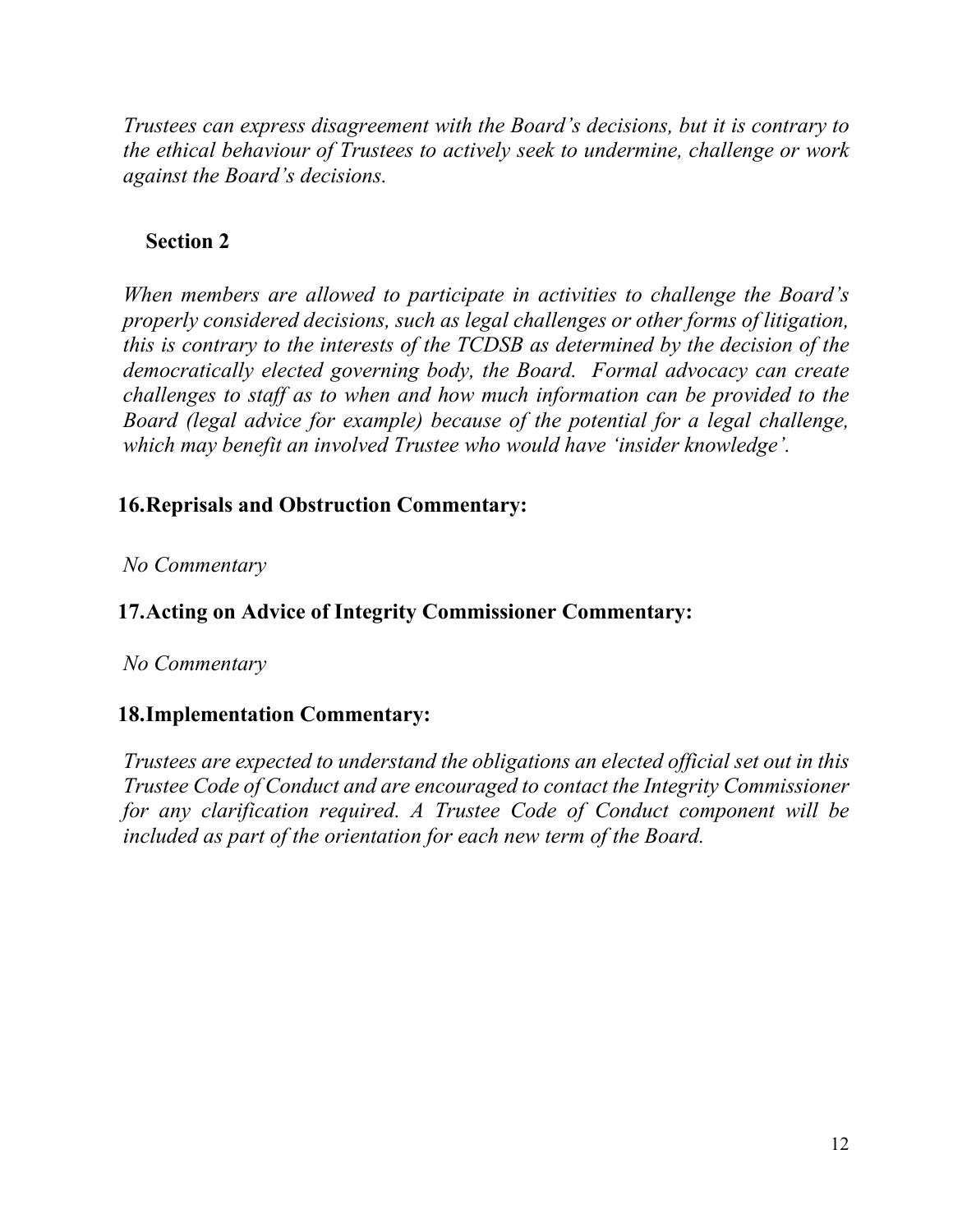*Trustees can express disagreement with the Board's decisions, but it is contrary to the ethical behaviour of Trustees to actively seek to undermine, challenge or work against the Board's decisions.*

**Section 2**

*When members are allowed to participate in activities to challenge the Board's properly considered decisions, such as legal challenges or other forms of litigation, this is contrary to the interests of the TCDSB as determined by the decision of the democratically elected governing body, the Board. Formal advocacy can create challenges to staff as to when and how much information can be provided to the Board (legal advice for example) because of the potential for a legal challenge, which may benefit an involved Trustee who would have 'insider knowledge'.*

## 16. Reprisals and Obstruction Commentary:

*No Commentary*

## 17. Acting on Advice of Integrity Commissioner Commentary:

*No Commentary*

## 18. Implementation Commentary:

*Trustees are expected to understand the obligations an elected official set out in this Trustee Code of Conduct and are encouraged to contact the Integrity Commissioner for any clarification required. A Trustee Code of Conduct component will be included as part of the orientation for each new term of the Board.*